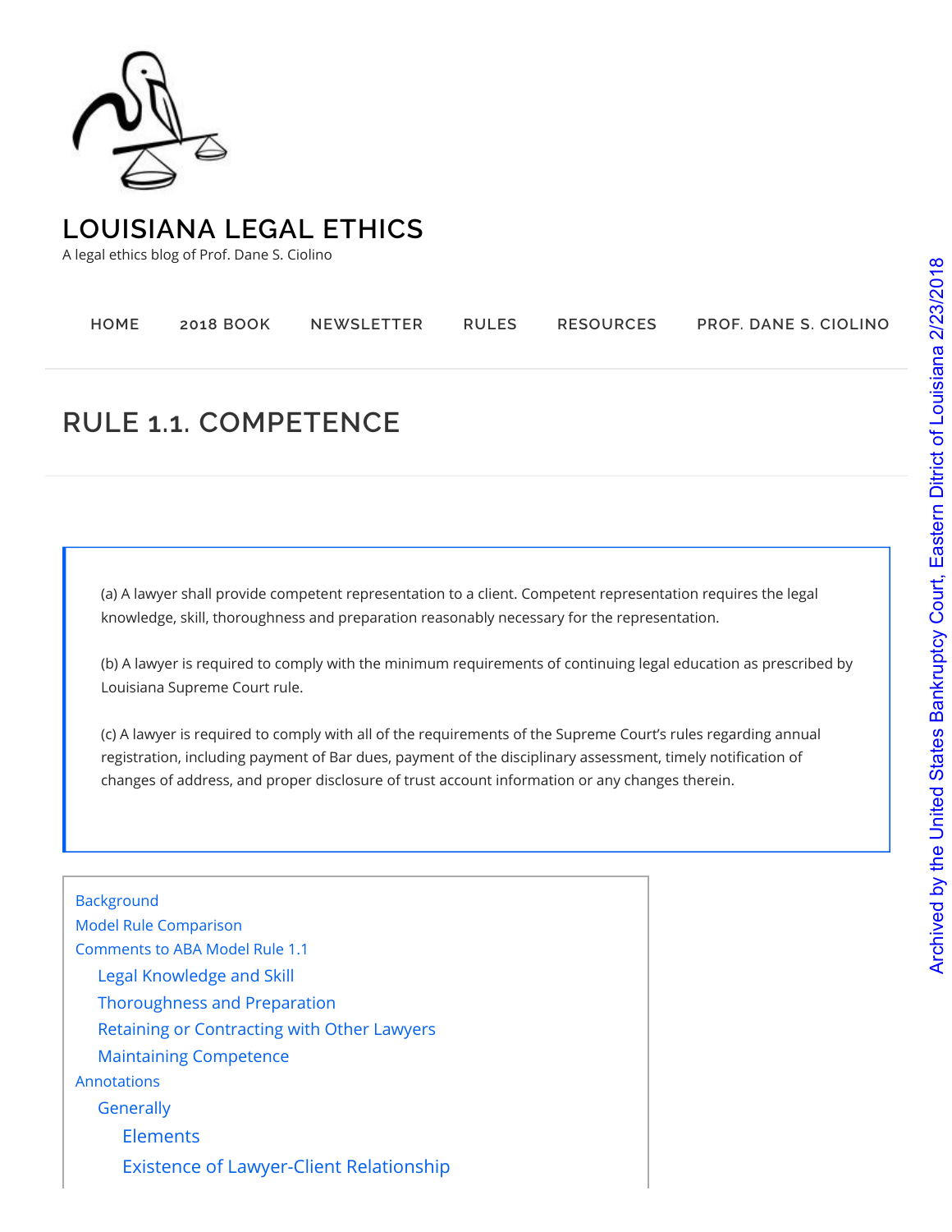# LOUISIANA LEGAL ETHICS

A legal ethics blog of Prof. Dane S. Ciolino

HOME | 2018 BOOK | NEWSLETTER | RULES | RESOURCES | PROF. DANE S. CIOLINO

## RULE 1.1. COMPETENCE

(a) A lawyer shall provide competent representation to a client. Competent representation requires the legal knowledge, skill, thoroughness and preparation reasonably necessary for the representation.

(b) A lawyer is required to comply with the minimum requirements of continuing legal education as prescribed by Louisiana Supreme Court rule.

(c) A lawyer is required to comply with all of the requirements of the Supreme Court's rules regarding annual registration, including payment of Bar dues, payment of the disciplinary assessment, timely notification of changes of address, and proper disclosure of trust account information or any changes therein.

- Background
- Model Rule Comparison
- Comments to ABA Model Rule 1.1
  - Legal Knowledge and Skill
  - Thoroughness and Preparation
  - Retaining or Contracting with Other Lawyers
  - Maintaining Competence
- Annotations
  - Generally
    - Elements
    - Existence of Lawyer-Client Relationship

Archived by the United States Bankruptcy Court, Eastern District of Louisiana 2/23/2018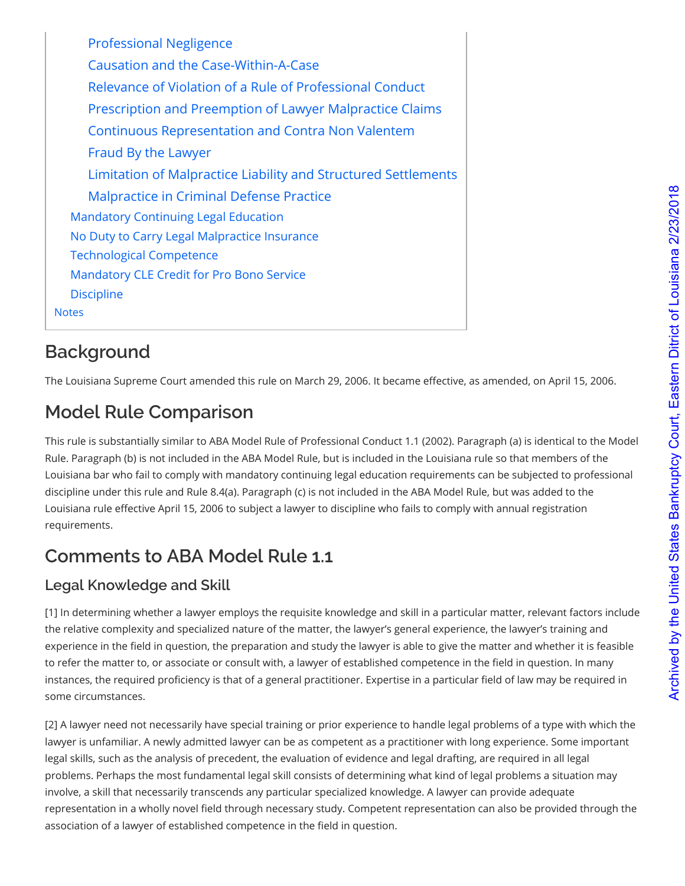- Professional Negligence
- Causation and the Case-Within-A-Case
- Relevance of Violation of a Rule of Professional Conduct
- Prescription and Preemption of Lawyer Malpractice Claims
- Continuous Representation and Contra Non Valentem
- Fraud By the Lawyer
- Limitation of Malpractice Liability and Structured Settlements
- Malpractice in Criminal Defense Practice
- Mandatory Continuing Legal Education
- No Duty to Carry Legal Malpractice Insurance
- Technological Competence
- Mandatory CLE Credit for Pro Bono Service
- Discipline
- Notes

## Background

The Louisiana Supreme Court amended this rule on March 29, 2006. It became effective, as amended, on April 15, 2006.

## Model Rule Comparison

This rule is substantially similar to ABA Model Rule of Professional Conduct 1.1 (2002). Paragraph (a) is identical to the Model Rule. Paragraph (b) is not included in the ABA Model Rule, but is included in the Louisiana rule so that members of the Louisiana bar who fail to comply with mandatory continuing legal education requirements can be subjected to professional discipline under this rule and Rule 8.4(a). Paragraph (c) is not included in the ABA Model Rule, but was added to the Louisiana rule effective April 15, 2006 to subject a lawyer to discipline who fails to comply with annual registration requirements.

## Comments to ABA Model Rule 1.1

### Legal Knowledge and Skill

[1] In determining whether a lawyer employs the requisite knowledge and skill in a particular matter, relevant factors include the relative complexity and specialized nature of the matter, the lawyer's general experience, the lawyer's training and experience in the field in question, the preparation and study the lawyer is able to give the matter and whether it is feasible to refer the matter to, or associate or consult with, a lawyer of established competence in the field in question. In many instances, the required proficiency is that of a general practitioner. Expertise in a particular field of law may be required in some circumstances.

[2] A lawyer need not necessarily have special training or prior experience to handle legal problems of a type with which the lawyer is unfamiliar. A newly admitted lawyer can be as competent as a practitioner with long experience. Some important legal skills, such as the analysis of precedent, the evaluation of evidence and legal drafting, are required in all legal problems. Perhaps the most fundamental legal skill consists of determining what kind of legal problems a situation may involve, a skill that necessarily transcends any particular specialized knowledge. A lawyer can provide adequate representation in a wholly novel field through necessary study. Competent representation can also be provided through the association of a lawyer of established competence in the field in question.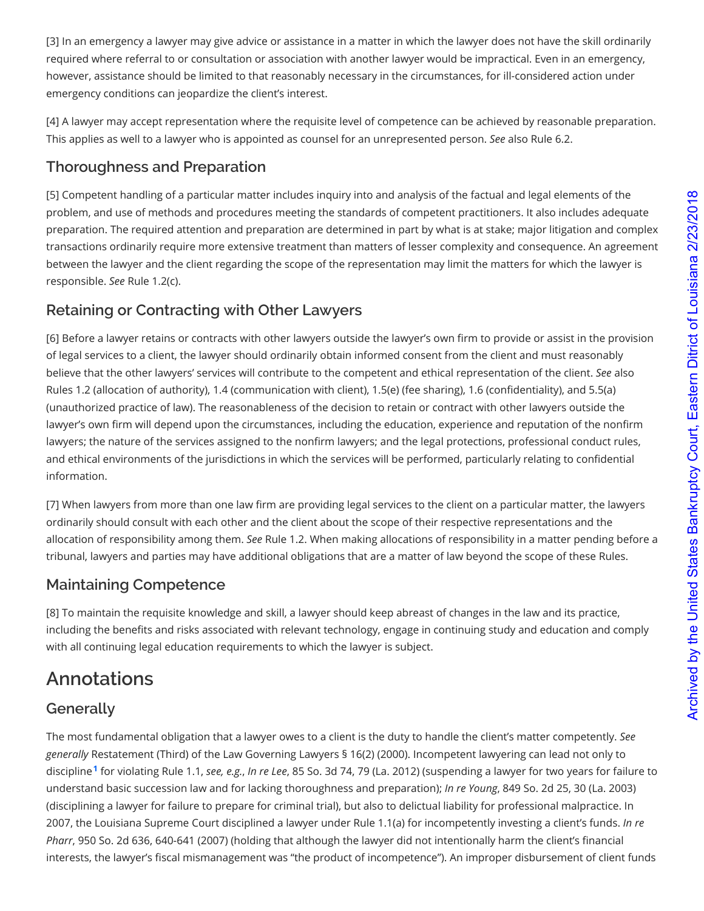[3] In an emergency a lawyer may give advice or assistance in a matter in which the lawyer does not have the skill ordinarily required where referral to or consultation or association with another lawyer would be impractical. Even in an emergency, however, assistance should be limited to that reasonably necessary in the circumstances, for ill-considered action under emergency conditions can jeopardize the client's interest.

[4] A lawyer may accept representation where the requisite level of competence can be achieved by reasonable preparation. This applies as well to a lawyer who is appointed as counsel for an unrepresented person. *See* also Rule 6.2.

### Thoroughness and Preparation

[5] Competent handling of a particular matter includes inquiry into and analysis of the factual and legal elements of the problem, and use of methods and procedures meeting the standards of competent practitioners. It also includes adequate preparation. The required attention and preparation are determined in part by what is at stake; major litigation and complex transactions ordinarily require more extensive treatment than matters of lesser complexity and consequence. An agreement between the lawyer and the client regarding the scope of the representation may limit the matters for which the lawyer is responsible. *See* Rule 1.2(c).

### Retaining or Contracting with Other Lawyers

[6] Before a lawyer retains or contracts with other lawyers outside the lawyer's own firm to provide or assist in the provision of legal services to a client, the lawyer should ordinarily obtain informed consent from the client and must reasonably believe that the other lawyers' services will contribute to the competent and ethical representation of the client. *See* also Rules 1.2 (allocation of authority), 1.4 (communication with client), 1.5(e) (fee sharing), 1.6 (confidentiality), and 5.5(a) (unauthorized practice of law). The reasonableness of the decision to retain or contract with other lawyers outside the lawyer's own firm will depend upon the circumstances, including the education, experience and reputation of the nonfirm lawyers; the nature of the services assigned to the nonfirm lawyers; and the legal protections, professional conduct rules, and ethical environments of the jurisdictions in which the services will be performed, particularly relating to confidential information.

[7] When lawyers from more than one law firm are providing legal services to the client on a particular matter, the lawyers ordinarily should consult with each other and the client about the scope of their respective representations and the allocation of responsibility among them. *See* Rule 1.2. When making allocations of responsibility in a matter pending before a tribunal, lawyers and parties may have additional obligations that are a matter of law beyond the scope of these Rules.

### Maintaining Competence

[8] To maintain the requisite knowledge and skill, a lawyer should keep abreast of changes in the law and its practice, including the benefits and risks associated with relevant technology, engage in continuing study and education and comply with all continuing legal education requirements to which the lawyer is subject.

## Annotations

### Generally

The most fundamental obligation that a lawyer owes to a client is the duty to handle the client's matter competently. *See generally* Restatement (Third) of the Law Governing Lawyers § 16(2) (2000). Incompetent lawyering can lead not only to discipline[1] for violating Rule 1.1, *see, e.g.*, *In re Lee*, 85 So. 3d 74, 79 (La. 2012) (suspending a lawyer for two years for failure to understand basic succession law and for lacking thoroughness and preparation); *In re Young*, 849 So. 2d 25, 30 (La. 2003) (disciplining a lawyer for failure to prepare for criminal trial), but also to delictual liability for professional malpractice. In 2007, the Louisiana Supreme Court disciplined a lawyer under Rule 1.1(a) for incompetently investing a client's funds. *In re Pharr*, 950 So. 2d 636, 640-641 (2007) (holding that although the lawyer did not intentionally harm the client's financial interests, the lawyer's fiscal mismanagement was "the product of incompetence"). An improper disbursement of client funds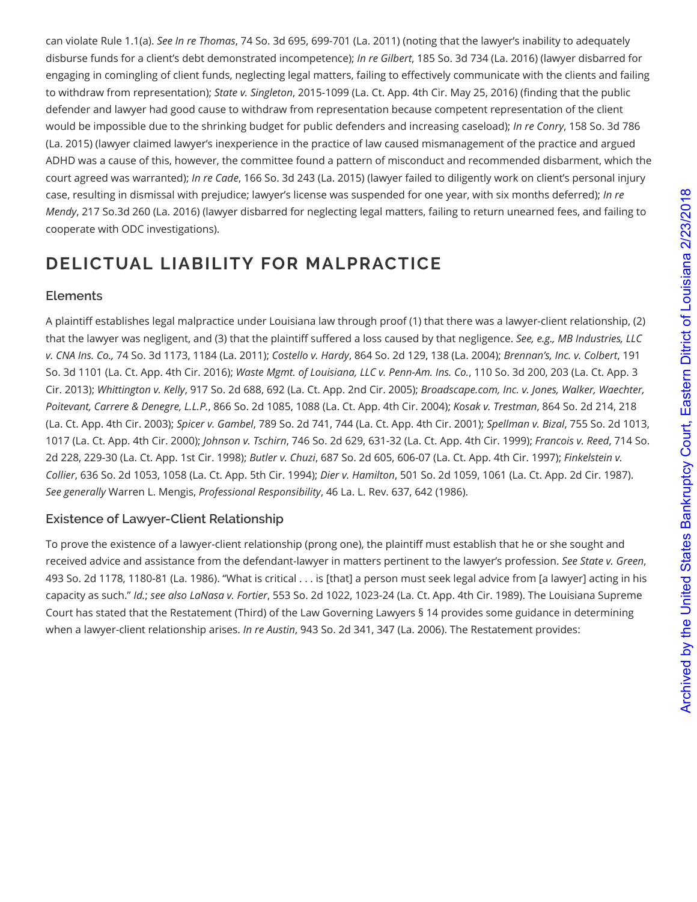can violate Rule 1.1(a). *See In re Thomas*, 74 So. 3d 695, 699-701 (La. 2011) (noting that the lawyer's inability to adequately disburse funds for a client's debt demonstrated incompetence); *In re Gilbert*, 185 So. 3d 734 (La. 2016) (lawyer disbarred for engaging in comingling of client funds, neglecting legal matters, failing to effectively communicate with the clients and failing to withdraw from representation); *State v. Singleton*, 2015-1099 (La. Ct. App. 4th Cir. May 25, 2016) (finding that the public defender and lawyer had good cause to withdraw from representation because competent representation of the client would be impossible due to the shrinking budget for public defenders and increasing caseload); *In re Conry*, 158 So. 3d 786 (La. 2015) (lawyer claimed lawyer's inexperience in the practice of law caused mismanagement of the practice and argued ADHD was a cause of this, however, the committee found a pattern of misconduct and recommended disbarment, which the court agreed was warranted); *In re Cade*, 166 So. 3d 243 (La. 2015) (lawyer failed to diligently work on client's personal injury case, resulting in dismissal with prejudice; lawyer's license was suspended for one year, with six months deferred); *In re Mendy*, 217 So.3d 260 (La. 2016) (lawyer disbarred for neglecting legal matters, failing to return unearned fees, and failing to cooperate with ODC investigations).

## DELICTUAL LIABILITY FOR MALPRACTICE

### Elements

A plaintiff establishes legal malpractice under Louisiana law through proof (1) that there was a lawyer-client relationship, (2) that the lawyer was negligent, and (3) that the plaintiff suffered a loss caused by that negligence. *See, e.g., MB Industries, LLC v. CNA Ins. Co.,* 74 So. 3d 1173, 1184 (La. 2011); *Costello v. Hardy*, 864 So. 2d 129, 138 (La. 2004); *Brennan's, Inc. v. Colbert*, 191 So. 3d 1101 (La. Ct. App. 4th Cir. 2016); *Waste Mgmt. of Louisiana, LLC v. Penn-Am. Ins. Co.*, 110 So. 3d 200, 203 (La. Ct. App. 3 Cir. 2013); *Whittington v. Kelly*, 917 So. 2d 688, 692 (La. Ct. App. 2nd Cir. 2005); *Broadscape.com, Inc. v. Jones, Walker, Waechter, Poitevant, Carrere & Denegre, L.L.P.*, 866 So. 2d 1085, 1088 (La. Ct. App. 4th Cir. 2004); *Kosak v. Trestman*, 864 So. 2d 214, 218 (La. Ct. App. 4th Cir. 2003); *Spicer v. Gambel*, 789 So. 2d 741, 744 (La. Ct. App. 4th Cir. 2001); *Spellman v. Bizal*, 755 So. 2d 1013, 1017 (La. Ct. App. 4th Cir. 2000); *Johnson v. Tschirn*, 746 So. 2d 629, 631-32 (La. Ct. App. 4th Cir. 1999); *Francois v. Reed*, 714 So. 2d 228, 229-30 (La. Ct. App. 1st Cir. 1998); *Butler v. Chuzi*, 687 So. 2d 605, 606-07 (La. Ct. App. 4th Cir. 1997); *Finkelstein v. Collier*, 636 So. 2d 1053, 1058 (La. Ct. App. 5th Cir. 1994); *Dier v. Hamilton*, 501 So. 2d 1059, 1061 (La. Ct. App. 2d Cir. 1987). *See generally* Warren L. Mengis, *Professional Responsibility*, 46 La. L. Rev. 637, 642 (1986).

### Existence of Lawyer-Client Relationship

To prove the existence of a lawyer-client relationship (prong one), the plaintiff must establish that he or she sought and received advice and assistance from the defendant-lawyer in matters pertinent to the lawyer's profession. *See State v. Green*, 493 So. 2d 1178, 1180-81 (La. 1986). "What is critical . . . is [that] a person must seek legal advice from [a lawyer] acting in his capacity as such." *Id.*; *see also LaNasa v. Fortier*, 553 So. 2d 1022, 1023-24 (La. Ct. App. 4th Cir. 1989). The Louisiana Supreme Court has stated that the Restatement (Third) of the Law Governing Lawyers § 14 provides some guidance in determining when a lawyer-client relationship arises. *In re Austin*, 943 So. 2d 341, 347 (La. 2006). The Restatement provides: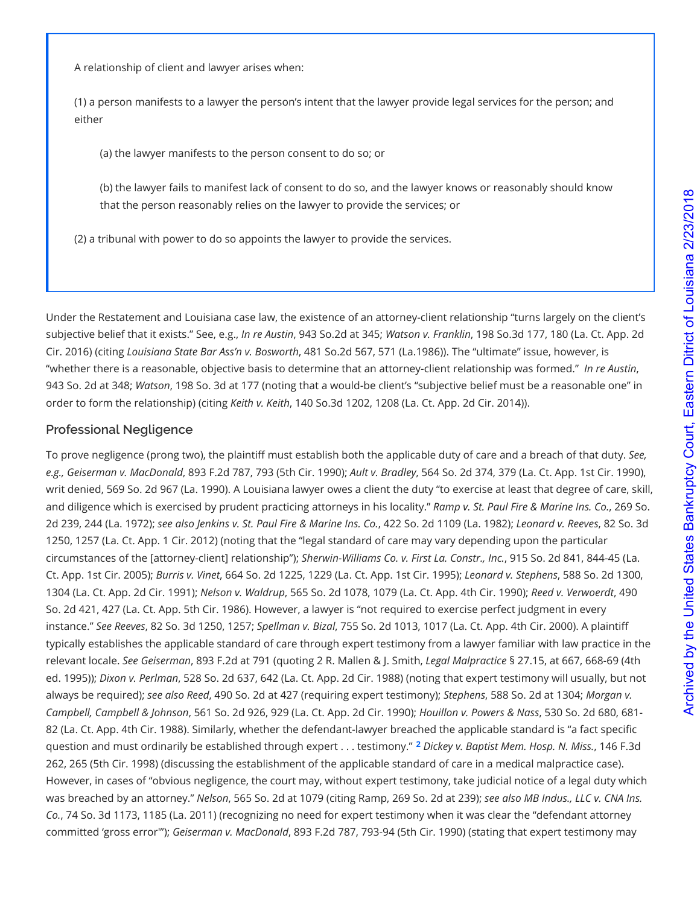> A relationship of client and lawyer arises when:
>
> (1) a person manifests to a lawyer the person's intent that the lawyer provide legal services for the person; and either
>
> > (a) the lawyer manifests to the person consent to do so; or
> >
> > (b) the lawyer fails to manifest lack of consent to do so, and the lawyer knows or reasonably should know that the person reasonably relies on the lawyer to provide the services; or
>
> (2) a tribunal with power to do so appoints the lawyer to provide the services.

Under the Restatement and Louisiana case law, the existence of an attorney-client relationship "turns largely on the client's subjective belief that it exists." See, e.g., *In re Austin*, 943 So.2d at 345; *Watson v. Franklin*, 198 So.3d 177, 180 (La. Ct. App. 2d Cir. 2016) (citing *Louisiana State Bar Ass'n v. Bosworth*, 481 So.2d 567, 571 (La.1986)). The "ultimate" issue, however, is "whether there is a reasonable, objective basis to determine that an attorney-client relationship was formed." *In re Austin*, 943 So. 2d at 348; *Watson*, 198 So. 3d at 177 (noting that a would-be client's "subjective belief must be a reasonable one" in order to form the relationship) (citing *Keith v. Keith*, 140 So.3d 1202, 1208 (La. Ct. App. 2d Cir. 2014)).

## Professional Negligence

To prove negligence (prong two), the plaintiff must establish both the applicable duty of care and a breach of that duty. *See, e.g., Geiserman v. MacDonald*, 893 F.2d 787, 793 (5th Cir. 1990); *Ault v. Bradley*, 564 So. 2d 374, 379 (La. Ct. App. 1st Cir. 1990), writ denied, 569 So. 2d 967 (La. 1990). A Louisiana lawyer owes a client the duty "to exercise at least that degree of care, skill, and diligence which is exercised by prudent practicing attorneys in his locality." *Ramp v. St. Paul Fire & Marine Ins. Co.*, 269 So. 2d 239, 244 (La. 1972); *see also Jenkins v. St. Paul Fire & Marine Ins. Co.*, 422 So. 2d 1109 (La. 1982); *Leonard v. Reeves*, 82 So. 3d 1250, 1257 (La. Ct. App. 1 Cir. 2012) (noting that the "legal standard of care may vary depending upon the particular circumstances of the [attorney-client] relationship"); *Sherwin-Williams Co. v. First La. Constr., Inc.*, 915 So. 2d 841, 844-45 (La. Ct. App. 1st Cir. 2005); *Burris v. Vinet*, 664 So. 2d 1225, 1229 (La. Ct. App. 1st Cir. 1995); *Leonard v. Stephens*, 588 So. 2d 1300, 1304 (La. Ct. App. 2d Cir. 1991); *Nelson v. Waldrup*, 565 So. 2d 1078, 1079 (La. Ct. App. 4th Cir. 1990); *Reed v. Verwoerdt*, 490 So. 2d 421, 427 (La. Ct. App. 5th Cir. 1986). However, a lawyer is "not required to exercise perfect judgment in every instance." *See Reeves*, 82 So. 3d 1250, 1257; *Spellman v. Bizal*, 755 So. 2d 1013, 1017 (La. Ct. App. 4th Cir. 2000). A plaintiff typically establishes the applicable standard of care through expert testimony from a lawyer familiar with law practice in the relevant locale. *See Geiserman*, 893 F.2d at 791 (quoting 2 R. Mallen & J. Smith, *Legal Malpractice* § 27.15, at 667, 668-69 (4th ed. 1995)); *Dixon v. Perlman*, 528 So. 2d 637, 642 (La. Ct. App. 2d Cir. 1988) (noting that expert testimony will usually, but not always be required); *see also Reed*, 490 So. 2d at 427 (requiring expert testimony); *Stephens*, 588 So. 2d at 1304; *Morgan v. Campbell, Campbell & Johnson*, 561 So. 2d 926, 929 (La. Ct. App. 2d Cir. 1990); *Houillon v. Powers & Nass*, 530 So. 2d 680, 681-82 (La. Ct. App. 4th Cir. 1988). Similarly, whether the defendant-lawyer breached the applicable standard is "a fact specific question and must ordinarily be established through expert . . . testimony." [2] *Dickey v. Baptist Mem. Hosp. N. Miss.*, 146 F.3d 262, 265 (5th Cir. 1998) (discussing the establishment of the applicable standard of care in a medical malpractice case). However, in cases of "obvious negligence, the court may, without expert testimony, take judicial notice of a legal duty which was breached by an attorney." *Nelson*, 565 So. 2d at 1079 (citing Ramp, 269 So. 2d at 239); *see also MB Indus., LLC v. CNA Ins. Co.*, 74 So. 3d 1173, 1185 (La. 2011) (recognizing no need for expert testimony when it was clear the "defendant attorney committed 'gross error'"); *Geiserman v. MacDonald*, 893 F.2d 787, 793-94 (5th Cir. 1990) (stating that expert testimony may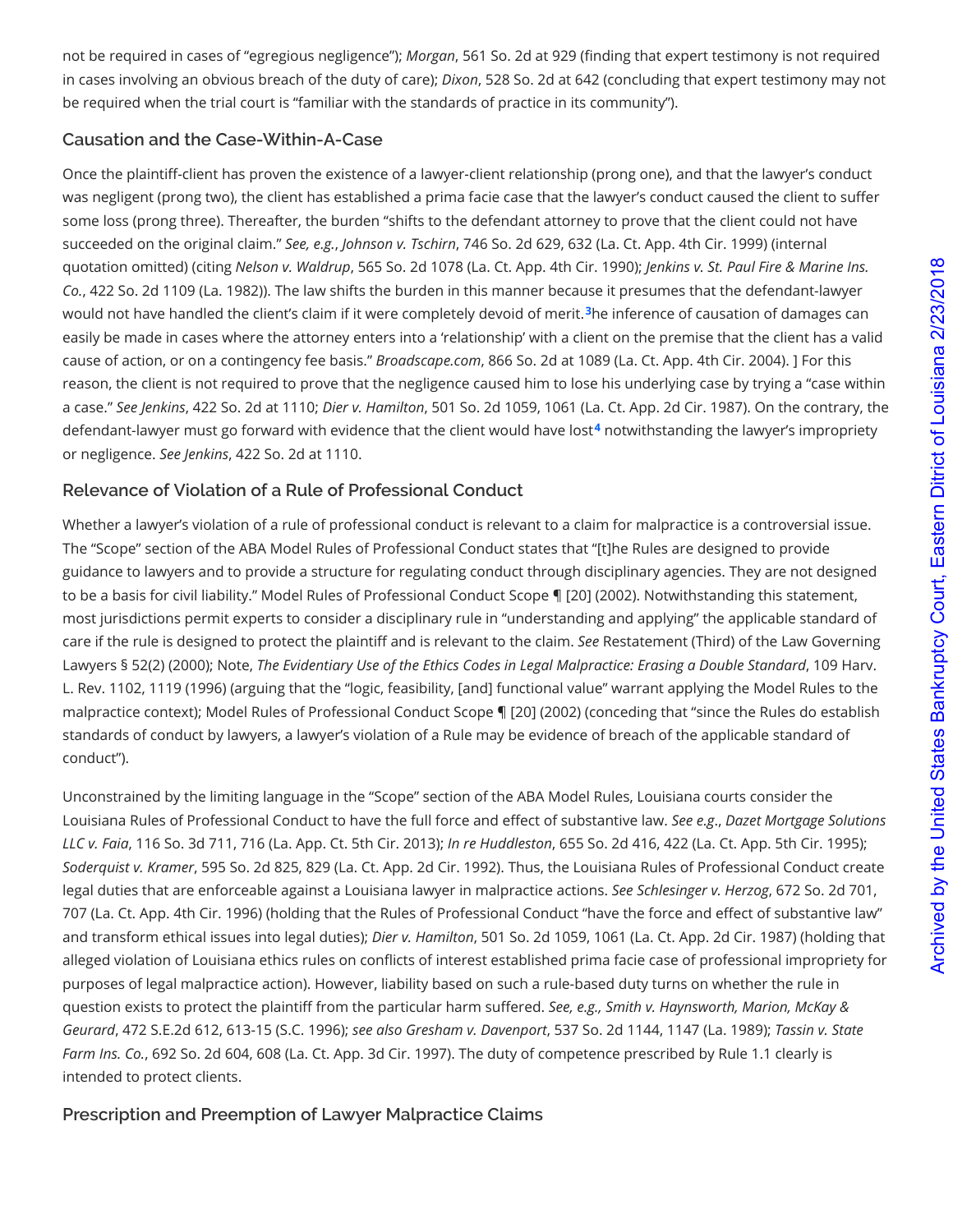not be required in cases of "egregious negligence"); *Morgan*, 561 So. 2d at 929 (finding that expert testimony is not required in cases involving an obvious breach of the duty of care); *Dixon*, 528 So. 2d at 642 (concluding that expert testimony may not be required when the trial court is "familiar with the standards of practice in its community").

### Causation and the Case-Within-A-Case

Once the plaintiff-client has proven the existence of a lawyer-client relationship (prong one), and that the lawyer's conduct was negligent (prong two), the client has established a prima facie case that the lawyer's conduct caused the client to suffer some loss (prong three). Thereafter, the burden "shifts to the defendant attorney to prove that the client could not have succeeded on the original claim." *See, e.g.*, *Johnson v. Tschirn*, 746 So. 2d 629, 632 (La. Ct. App. 4th Cir. 1999) (internal quotation omitted) (citing *Nelson v. Waldrup*, 565 So. 2d 1078 (La. Ct. App. 4th Cir. 1990); *Jenkins v. St. Paul Fire & Marine Ins. Co.*, 422 So. 2d 1109 (La. 1982)). The law shifts the burden in this manner because it presumes that the defendant-lawyer would not have handled the client's claim if it were completely devoid of merit.[3]he inference of causation of damages can easily be made in cases where the attorney enters into a 'relationship' with a client on the premise that the client has a valid cause of action, or on a contingency fee basis." *Broadscape.com*, 866 So. 2d at 1089 (La. Ct. App. 4th Cir. 2004). ] For this reason, the client is not required to prove that the negligence caused him to lose his underlying case by trying a "case within a case." *See Jenkins*, 422 So. 2d at 1110; *Dier v. Hamilton*, 501 So. 2d 1059, 1061 (La. Ct. App. 2d Cir. 1987). On the contrary, the defendant-lawyer must go forward with evidence that the client would have lost[4] notwithstanding the lawyer's impropriety or negligence. *See Jenkins*, 422 So. 2d at 1110.

### Relevance of Violation of a Rule of Professional Conduct

Whether a lawyer's violation of a rule of professional conduct is relevant to a claim for malpractice is a controversial issue. The "Scope" section of the ABA Model Rules of Professional Conduct states that "[t]he Rules are designed to provide guidance to lawyers and to provide a structure for regulating conduct through disciplinary agencies. They are not designed to be a basis for civil liability." Model Rules of Professional Conduct Scope ¶ [20] (2002). Notwithstanding this statement, most jurisdictions permit experts to consider a disciplinary rule in "understanding and applying" the applicable standard of care if the rule is designed to protect the plaintiff and is relevant to the claim. *See* Restatement (Third) of the Law Governing Lawyers § 52(2) (2000); Note, *The Evidentiary Use of the Ethics Codes in Legal Malpractice: Erasing a Double Standard*, 109 Harv. L. Rev. 1102, 1119 (1996) (arguing that the "logic, feasibility, [and] functional value" warrant applying the Model Rules to the malpractice context); Model Rules of Professional Conduct Scope ¶ [20] (2002) (conceding that "since the Rules do establish standards of conduct by lawyers, a lawyer's violation of a Rule may be evidence of breach of the applicable standard of conduct").

Unconstrained by the limiting language in the "Scope" section of the ABA Model Rules, Louisiana courts consider the Louisiana Rules of Professional Conduct to have the full force and effect of substantive law. *See e.g*., *Dazet Mortgage Solutions LLC v. Faia*, 116 So. 3d 711, 716 (La. App. Ct. 5th Cir. 2013); *In re Huddleston*, 655 So. 2d 416, 422 (La. Ct. App. 5th Cir. 1995); *Soderquist v. Kramer*, 595 So. 2d 825, 829 (La. Ct. App. 2d Cir. 1992). Thus, the Louisiana Rules of Professional Conduct create legal duties that are enforceable against a Louisiana lawyer in malpractice actions. *See Schlesinger v. Herzog*, 672 So. 2d 701, 707 (La. Ct. App. 4th Cir. 1996) (holding that the Rules of Professional Conduct "have the force and effect of substantive law" and transform ethical issues into legal duties); *Dier v. Hamilton*, 501 So. 2d 1059, 1061 (La. Ct. App. 2d Cir. 1987) (holding that alleged violation of Louisiana ethics rules on conflicts of interest established prima facie case of professional impropriety for purposes of legal malpractice action). However, liability based on such a rule-based duty turns on whether the rule in question exists to protect the plaintiff from the particular harm suffered. *See, e.g., Smith v. Haynsworth, Marion, McKay & Geurard*, 472 S.E.2d 612, 613-15 (S.C. 1996); *see also Gresham v. Davenport*, 537 So. 2d 1144, 1147 (La. 1989); *Tassin v. State Farm Ins. Co.*, 692 So. 2d 604, 608 (La. Ct. App. 3d Cir. 1997). The duty of competence prescribed by Rule 1.1 clearly is intended to protect clients.

### Prescription and Preemption of Lawyer Malpractice Claims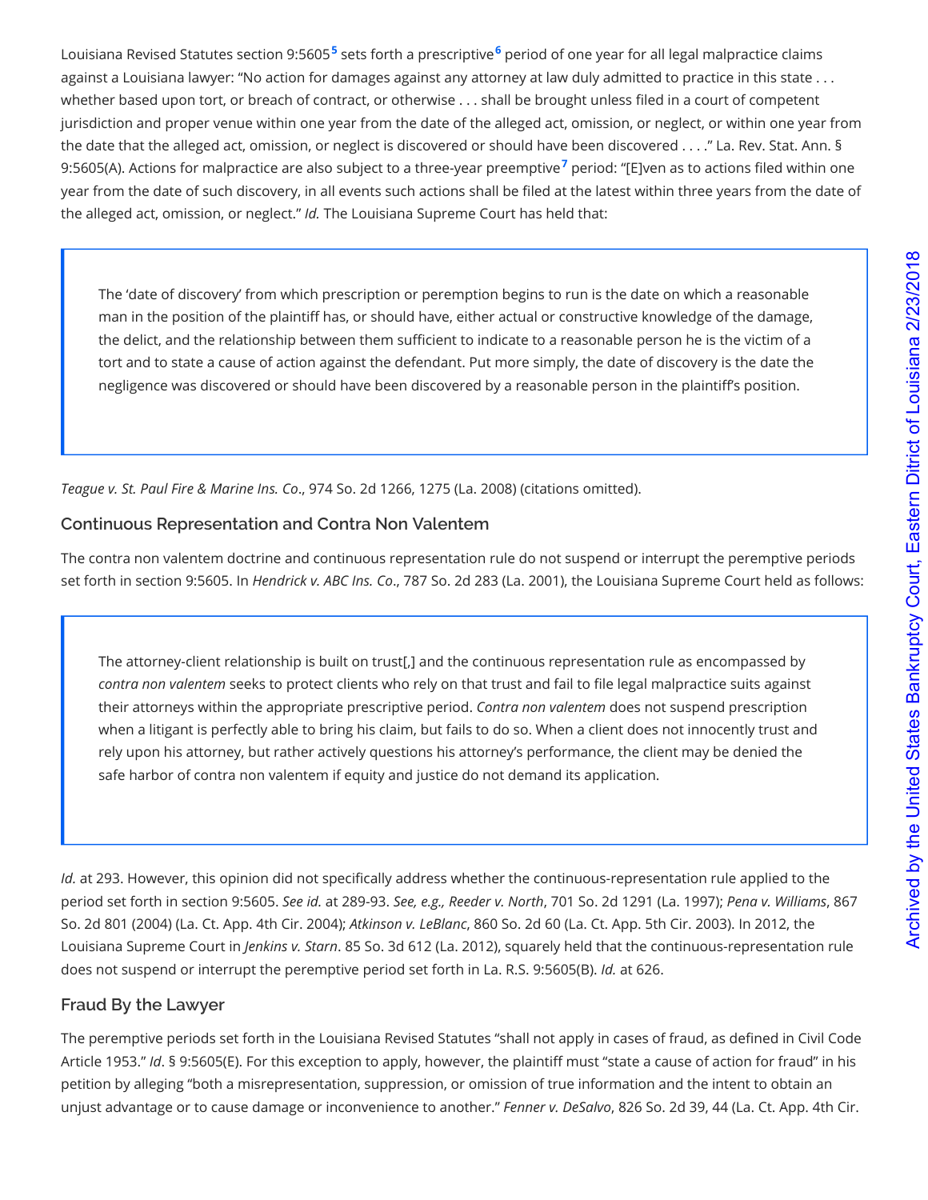Louisiana Revised Statutes section 9:5605[5] sets forth a prescriptive[6] period of one year for all legal malpractice claims against a Louisiana lawyer: "No action for damages against any attorney at law duly admitted to practice in this state . . . whether based upon tort, or breach of contract, or otherwise . . . shall be brought unless filed in a court of competent jurisdiction and proper venue within one year from the date of the alleged act, omission, or neglect, or within one year from the date that the alleged act, omission, or neglect is discovered or should have been discovered . . . ." La. Rev. Stat. Ann. § 9:5605(A). Actions for malpractice are also subject to a three-year preemptive[7] period: "[E]ven as to actions filed within one year from the date of such discovery, in all events such actions shall be filed at the latest within three years from the date of the alleged act, omission, or neglect." *Id.* The Louisiana Supreme Court has held that:

> The 'date of discovery' from which prescription or peremption begins to run is the date on which a reasonable man in the position of the plaintiff has, or should have, either actual or constructive knowledge of the damage, the delict, and the relationship between them sufficient to indicate to a reasonable person he is the victim of a tort and to state a cause of action against the defendant. Put more simply, the date of discovery is the date the negligence was discovered or should have been discovered by a reasonable person in the plaintiff's position.

*Teague v. St. Paul Fire & Marine Ins. Co*., 974 So. 2d 1266, 1275 (La. 2008) (citations omitted).

### Continuous Representation and Contra Non Valentem

The contra non valentem doctrine and continuous representation rule do not suspend or interrupt the peremptive periods set forth in section 9:5605. In *Hendrick v. ABC Ins. Co*., 787 So. 2d 283 (La. 2001), the Louisiana Supreme Court held as follows:

> The attorney-client relationship is built on trust[,] and the continuous representation rule as encompassed by *contra non valentem* seeks to protect clients who rely on that trust and fail to file legal malpractice suits against their attorneys within the appropriate prescriptive period. *Contra non valentem* does not suspend prescription when a litigant is perfectly able to bring his claim, but fails to do so. When a client does not innocently trust and rely upon his attorney, but rather actively questions his attorney's performance, the client may be denied the safe harbor of contra non valentem if equity and justice do not demand its application.

*Id.* at 293. However, this opinion did not specifically address whether the continuous-representation rule applied to the period set forth in section 9:5605. *See id.* at 289-93. *See, e.g., Reeder v. North*, 701 So. 2d 1291 (La. 1997); *Pena v. Williams*, 867 So. 2d 801 (2004) (La. Ct. App. 4th Cir. 2004); *Atkinson v. LeBlanc*, 860 So. 2d 60 (La. Ct. App. 5th Cir. 2003). In 2012, the Louisiana Supreme Court in *Jenkins v. Starn*. 85 So. 3d 612 (La. 2012), squarely held that the continuous-representation rule does not suspend or interrupt the peremptive period set forth in La. R.S. 9:5605(B). *Id.* at 626.

### Fraud By the Lawyer

The peremptive periods set forth in the Louisiana Revised Statutes "shall not apply in cases of fraud, as defined in Civil Code Article 1953." *Id*. § 9:5605(E). For this exception to apply, however, the plaintiff must "state a cause of action for fraud" in his petition by alleging "both a misrepresentation, suppression, or omission of true information and the intent to obtain an unjust advantage or to cause damage or inconvenience to another." *Fenner v. DeSalvo*, 826 So. 2d 39, 44 (La. Ct. App. 4th Cir.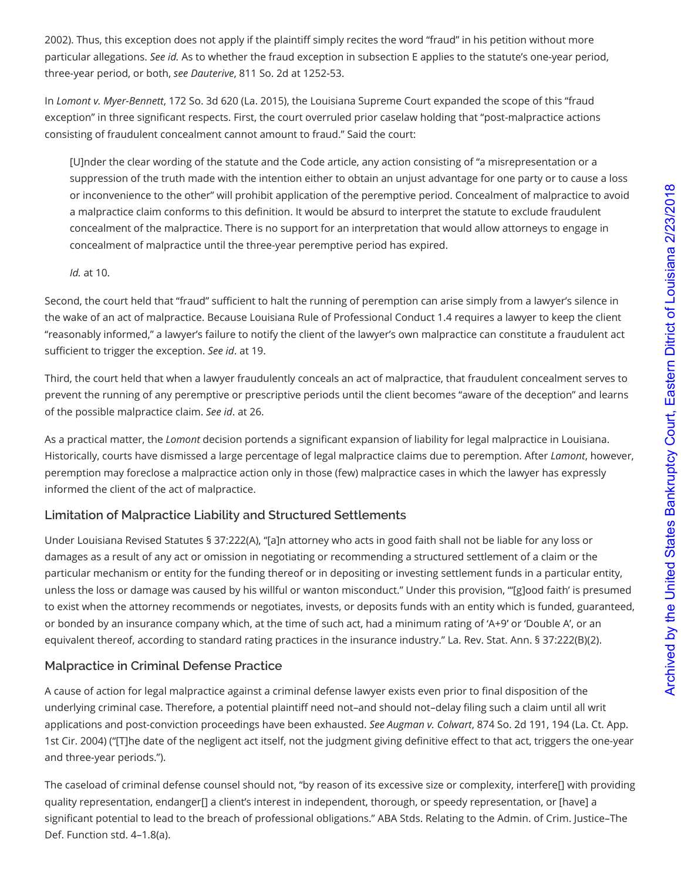2002). Thus, this exception does not apply if the plaintiff simply recites the word "fraud" in his petition without more particular allegations. *See id.* As to whether the fraud exception in subsection E applies to the statute's one-year period, three-year period, or both, *see Dauterive*, 811 So. 2d at 1252-53.

In *Lomont v. Myer-Bennett*, 172 So. 3d 620 (La. 2015), the Louisiana Supreme Court expanded the scope of this "fraud exception" in three significant respects. First, the court overruled prior caselaw holding that "post-malpractice actions consisting of fraudulent concealment cannot amount to fraud." Said the court:

> [U]nder the clear wording of the statute and the Code article, any action consisting of "a misrepresentation or a suppression of the truth made with the intention either to obtain an unjust advantage for one party or to cause a loss or inconvenience to the other" will prohibit application of the peremptive period. Concealment of malpractice to avoid a malpractice claim conforms to this definition. It would be absurd to interpret the statute to exclude fraudulent concealment of the malpractice. There is no support for an interpretation that would allow attorneys to engage in concealment of malpractice until the three-year peremptive period has expired.
>
> *Id.* at 10.

Second, the court held that "fraud" sufficient to halt the running of peremption can arise simply from a lawyer's silence in the wake of an act of malpractice. Because Louisiana Rule of Professional Conduct 1.4 requires a lawyer to keep the client "reasonably informed," a lawyer's failure to notify the client of the lawyer's own malpractice can constitute a fraudulent act sufficient to trigger the exception. *See id*. at 19.

Third, the court held that when a lawyer fraudulently conceals an act of malpractice, that fraudulent concealment serves to prevent the running of any peremptive or prescriptive periods until the client becomes "aware of the deception" and learns of the possible malpractice claim. *See id*. at 26.

As a practical matter, the *Lomont* decision portends a significant expansion of liability for legal malpractice in Louisiana. Historically, courts have dismissed a large percentage of legal malpractice claims due to peremption. After *Lamont*, however, peremption may foreclose a malpractice action only in those (few) malpractice cases in which the lawyer has expressly informed the client of the act of malpractice.

## Limitation of Malpractice Liability and Structured Settlements

Under Louisiana Revised Statutes § 37:222(A), "[a]n attorney who acts in good faith shall not be liable for any loss or damages as a result of any act or omission in negotiating or recommending a structured settlement of a claim or the particular mechanism or entity for the funding thereof or in depositing or investing settlement funds in a particular entity, unless the loss or damage was caused by his willful or wanton misconduct." Under this provision, "'[g]ood faith' is presumed to exist when the attorney recommends or negotiates, invests, or deposits funds with an entity which is funded, guaranteed, or bonded by an insurance company which, at the time of such act, had a minimum rating of 'A+9' or 'Double A', or an equivalent thereof, according to standard rating practices in the insurance industry." La. Rev. Stat. Ann. § 37:222(B)(2).

## Malpractice in Criminal Defense Practice

A cause of action for legal malpractice against a criminal defense lawyer exists even prior to final disposition of the underlying criminal case. Therefore, a potential plaintiff need not–and should not–delay filing such a claim until all writ applications and post-conviction proceedings have been exhausted. *See Augman v. Colwart*, 874 So. 2d 191, 194 (La. Ct. App. 1st Cir. 2004) ("[T]he date of the negligent act itself, not the judgment giving definitive effect to that act, triggers the one-year and three-year periods.").

The caseload of criminal defense counsel should not, "by reason of its excessive size or complexity, interfere[] with providing quality representation, endanger[] a client's interest in independent, thorough, or speedy representation, or [have] a significant potential to lead to the breach of professional obligations." ABA Stds. Relating to the Admin. of Crim. Justice–The Def. Function std. 4–1.8(a).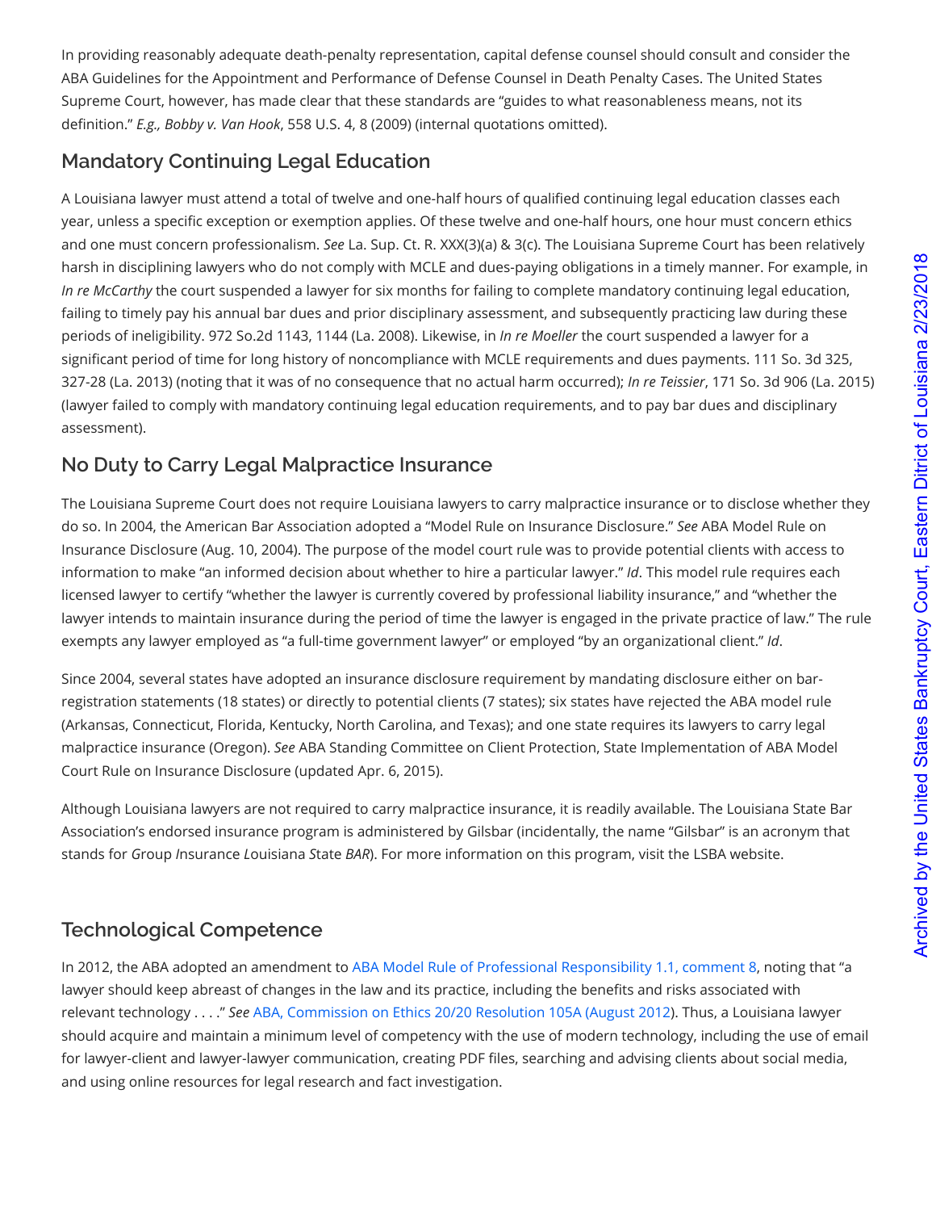In providing reasonably adequate death-penalty representation, capital defense counsel should consult and consider the ABA Guidelines for the Appointment and Performance of Defense Counsel in Death Penalty Cases. The United States Supreme Court, however, has made clear that these standards are "guides to what reasonableness means, not its definition." *E.g., Bobby v. Van Hook*, 558 U.S. 4, 8 (2009) (internal quotations omitted).

## Mandatory Continuing Legal Education

A Louisiana lawyer must attend a total of twelve and one-half hours of qualified continuing legal education classes each year, unless a specific exception or exemption applies. Of these twelve and one-half hours, one hour must concern ethics and one must concern professionalism. *See* La. Sup. Ct. R. XXX(3)(a) & 3(c). The Louisiana Supreme Court has been relatively harsh in disciplining lawyers who do not comply with MCLE and dues-paying obligations in a timely manner. For example, in *In re McCarthy* the court suspended a lawyer for six months for failing to complete mandatory continuing legal education, failing to timely pay his annual bar dues and prior disciplinary assessment, and subsequently practicing law during these periods of ineligibility. 972 So.2d 1143, 1144 (La. 2008). Likewise, in *In re Moeller* the court suspended a lawyer for a significant period of time for long history of noncompliance with MCLE requirements and dues payments. 111 So. 3d 325, 327-28 (La. 2013) (noting that it was of no consequence that no actual harm occurred); *In re Teissier*, 171 So. 3d 906 (La. 2015) (lawyer failed to comply with mandatory continuing legal education requirements, and to pay bar dues and disciplinary assessment).

## No Duty to Carry Legal Malpractice Insurance

The Louisiana Supreme Court does not require Louisiana lawyers to carry malpractice insurance or to disclose whether they do so. In 2004, the American Bar Association adopted a "Model Rule on Insurance Disclosure." *See* ABA Model Rule on Insurance Disclosure (Aug. 10, 2004). The purpose of the model court rule was to provide potential clients with access to information to make "an informed decision about whether to hire a particular lawyer." *Id*. This model rule requires each licensed lawyer to certify "whether the lawyer is currently covered by professional liability insurance," and "whether the lawyer intends to maintain insurance during the period of time the lawyer is engaged in the private practice of law." The rule exempts any lawyer employed as "a full-time government lawyer" or employed "by an organizational client." *Id*.

Since 2004, several states have adopted an insurance disclosure requirement by mandating disclosure either on bar-registration statements (18 states) or directly to potential clients (7 states); six states have rejected the ABA model rule (Arkansas, Connecticut, Florida, Kentucky, North Carolina, and Texas); and one state requires its lawyers to carry legal malpractice insurance (Oregon). *See* ABA Standing Committee on Client Protection, State Implementation of ABA Model Court Rule on Insurance Disclosure (updated Apr. 6, 2015).

Although Louisiana lawyers are not required to carry malpractice insurance, it is readily available. The Louisiana State Bar Association's endorsed insurance program is administered by Gilsbar (incidentally, the name "Gilsbar" is an acronym that stands for *G*roup *I*nsurance *L*ouisiana *S*tate *BAR*). For more information on this program, visit the LSBA website.

## Technological Competence

In 2012, the ABA adopted an amendment to ABA Model Rule of Professional Responsibility 1.1, comment 8, noting that "a lawyer should keep abreast of changes in the law and its practice, including the benefits and risks associated with relevant technology . . . ." *See* ABA, Commission on Ethics 20/20 Resolution 105A (August 2012). Thus, a Louisiana lawyer should acquire and maintain a minimum level of competency with the use of modern technology, including the use of email for lawyer-client and lawyer-lawyer communication, creating PDF files, searching and advising clients about social media, and using online resources for legal research and fact investigation.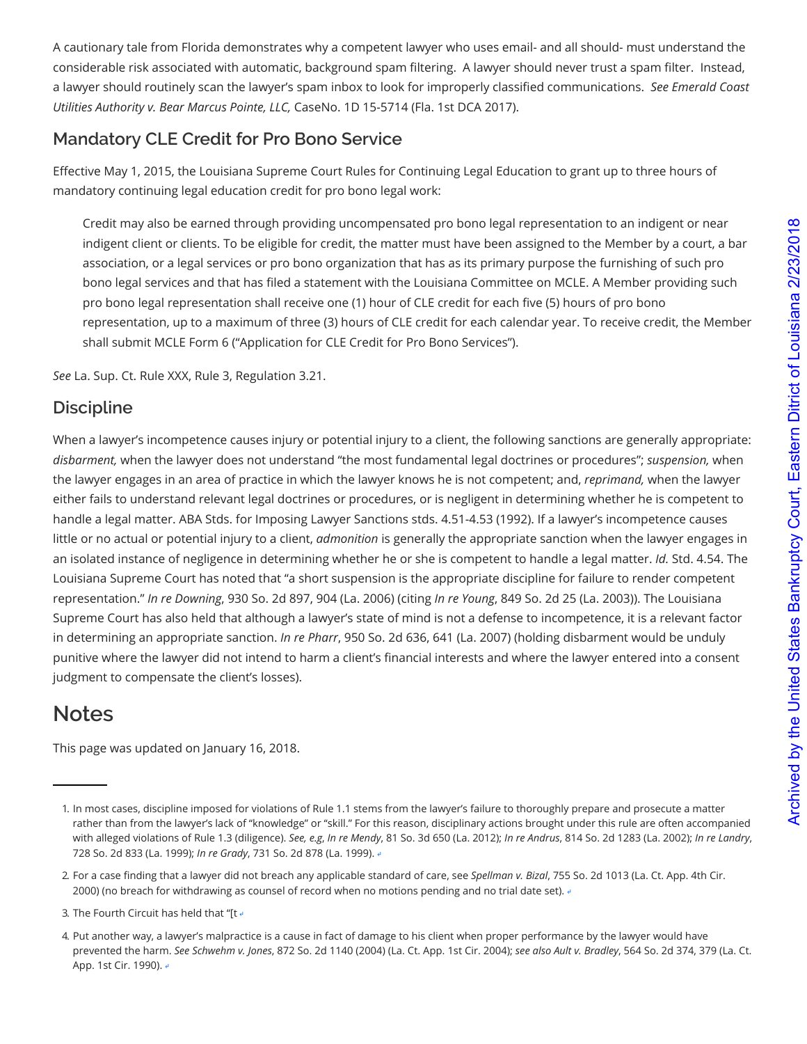A cautionary tale from Florida demonstrates why a competent lawyer who uses email- and all should- must understand the considerable risk associated with automatic, background spam filtering. A lawyer should never trust a spam filter. Instead, a lawyer should routinely scan the lawyer's spam inbox to look for improperly classified communications. *See Emerald Coast Utilities Authority v. Bear Marcus Pointe, LLC,* CaseNo. 1D 15-5714 (Fla. 1st DCA 2017).

### Mandatory CLE Credit for Pro Bono Service

Effective May 1, 2015, the Louisiana Supreme Court Rules for Continuing Legal Education to grant up to three hours of mandatory continuing legal education credit for pro bono legal work:

> Credit may also be earned through providing uncompensated pro bono legal representation to an indigent or near indigent client or clients. To be eligible for credit, the matter must have been assigned to the Member by a court, a bar association, or a legal services or pro bono organization that has as its primary purpose the furnishing of such pro bono legal services and that has filed a statement with the Louisiana Committee on MCLE. A Member providing such pro bono legal representation shall receive one (1) hour of CLE credit for each five (5) hours of pro bono representation, up to a maximum of three (3) hours of CLE credit for each calendar year. To receive credit, the Member shall submit MCLE Form 6 ("Application for CLE Credit for Pro Bono Services").

*See* La. Sup. Ct. Rule XXX, Rule 3, Regulation 3.21.

### Discipline

When a lawyer's incompetence causes injury or potential injury to a client, the following sanctions are generally appropriate: *disbarment,* when the lawyer does not understand "the most fundamental legal doctrines or procedures"; *suspension,* when the lawyer engages in an area of practice in which the lawyer knows he is not competent; and, *reprimand,* when the lawyer either fails to understand relevant legal doctrines or procedures, or is negligent in determining whether he is competent to handle a legal matter. ABA Stds. for Imposing Lawyer Sanctions stds. 4.51-4.53 (1992). If a lawyer's incompetence causes little or no actual or potential injury to a client, *admonition* is generally the appropriate sanction when the lawyer engages in an isolated instance of negligence in determining whether he or she is competent to handle a legal matter. *Id.* Std. 4.54. The Louisiana Supreme Court has noted that "a short suspension is the appropriate discipline for failure to render competent representation." *In re Downing*, 930 So. 2d 897, 904 (La. 2006) (citing *In re Young*, 849 So. 2d 25 (La. 2003)). The Louisiana Supreme Court has also held that although a lawyer's state of mind is not a defense to incompetence, it is a relevant factor in determining an appropriate sanction. *In re Pharr*, 950 So. 2d 636, 641 (La. 2007) (holding disbarment would be unduly punitive where the lawyer did not intend to harm a client's financial interests and where the lawyer entered into a consent judgment to compensate the client's losses).

## Notes

This page was updated on January 16, 2018.

---

1. In most cases, discipline imposed for violations of Rule 1.1 stems from the lawyer's failure to thoroughly prepare and prosecute a matter rather than from the lawyer's lack of "knowledge" or "skill." For this reason, disciplinary actions brought under this rule are often accompanied with alleged violations of Rule 1.3 (diligence). *See, e.g*, *In re Mendy*, 81 So. 3d 650 (La. 2012); *In re Andrus*, 814 So. 2d 1283 (La. 2002); *In re Landry*, 728 So. 2d 833 (La. 1999); *In re Grady*, 731 So. 2d 878 (La. 1999). ↩

2. For a case finding that a lawyer did not breach any applicable standard of care, see *Spellman v. Bizal*, 755 So. 2d 1013 (La. Ct. App. 4th Cir. 2000) (no breach for withdrawing as counsel of record when no motions pending and no trial date set). ↩

3. The Fourth Circuit has held that "[t ↩

4. Put another way, a lawyer's malpractice is a cause in fact of damage to his client when proper performance by the lawyer would have prevented the harm. *See Schwehm v. Jones*, 872 So. 2d 1140 (2004) (La. Ct. App. 1st Cir. 2004); *see also Ault v. Bradley*, 564 So. 2d 374, 379 (La. Ct. App. 1st Cir. 1990). ↩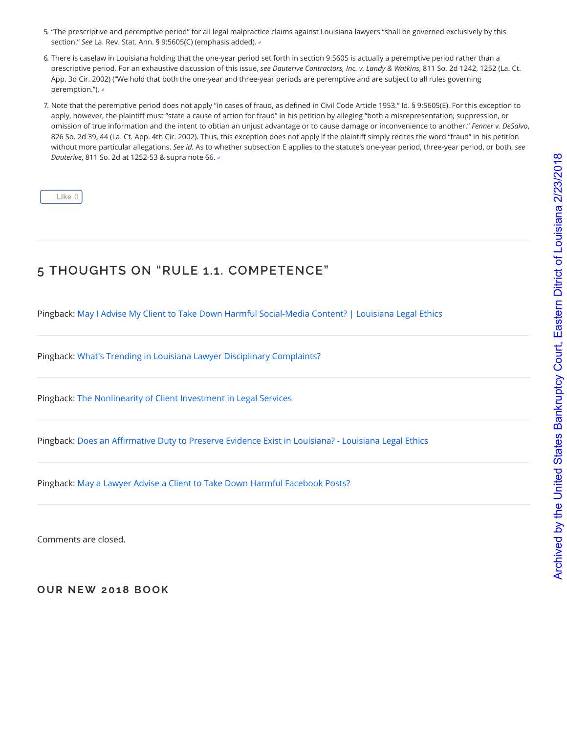5. "The prescriptive and peremptive period" for all legal malpractice claims against Louisiana lawyers "shall be governed exclusively by this section." *See* La. Rev. Stat. Ann. § 9:5605(C) (emphasis added). ↩

6. There is caselaw in Louisiana holding that the one-year period set forth in section 9:5605 is actually a peremptive period rather than a prescriptive period. For an exhaustive discussion of this issue, *see Dauterive Contractors, Inc. v. Landy & Watkins*, 811 So. 2d 1242, 1252 (La. Ct. App. 3d Cir. 2002) ("We hold that both the one-year and three-year periods are peremptive and are subject to all rules governing peremption."). ↩

7. Note that the peremptive period does not apply "in cases of fraud, as defined in Civil Code Article 1953." Id. § 9:5605(E). For this exception to apply, however, the plaintiff must "state a cause of action for fraud" in his petition by alleging "both a misrepresentation, suppression, or omission of true information and the intent to obtian an unjust advantage or to cause damage or inconvenience to another." *Fenner v. DeSalvo*, 826 So. 2d 39, 44 (La. Ct. App. 4th Cir. 2002). Thus, this exception does not apply if the plaintiff simply recites the word "fraud" in his petition without more particular allegations. *See id.* As to whether subsection E applies to the statute's one-year period, three-year period, or both, *see Dauterive*, 811 So. 2d at 1252-53 & supra note 66. ↩

Like 0

## 5 THOUGHTS ON "RULE 1.1. COMPETENCE"

Pingback: May I Advise My Client to Take Down Harmful Social-Media Content? | Louisiana Legal Ethics

Pingback: What's Trending in Louisiana Lawyer Disciplinary Complaints?

Pingback: The Nonlinearity of Client Investment in Legal Services

Pingback: Does an Affirmative Duty to Preserve Evidence Exist in Louisiana? - Louisiana Legal Ethics

Pingback: May a Lawyer Advise a Client to Take Down Harmful Facebook Posts?

Comments are closed.

### OUR NEW 2018 BOOK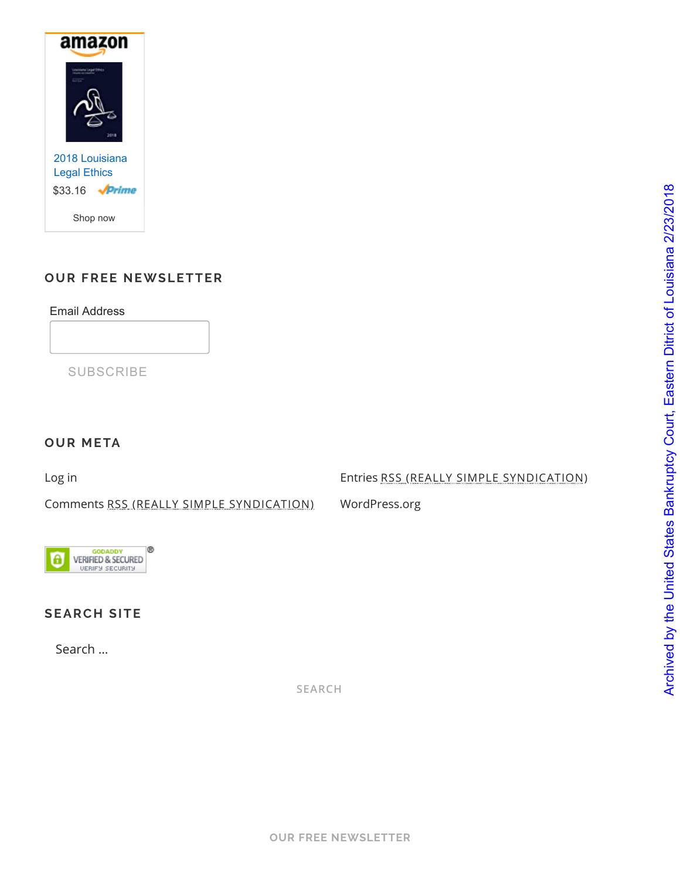amazon

2018 Louisiana Legal Ethics

$33.16 Prime

Shop now

## OUR FREE NEWSLETTER

Email Address

SUBSCRIBE

## OUR META

Log in

Entries RSS (REALLY SIMPLE SYNDICATION)

Comments RSS (REALLY SIMPLE SYNDICATION)

WordPress.org

GODADDY VERIFIED & SECURED VERIFY SECURITY

## SEARCH SITE

Search ...

SEARCH

OUR FREE NEWSLETTER

Archived by the United States Bankruptcy Court, Eastern District of Louisiana 2/23/2018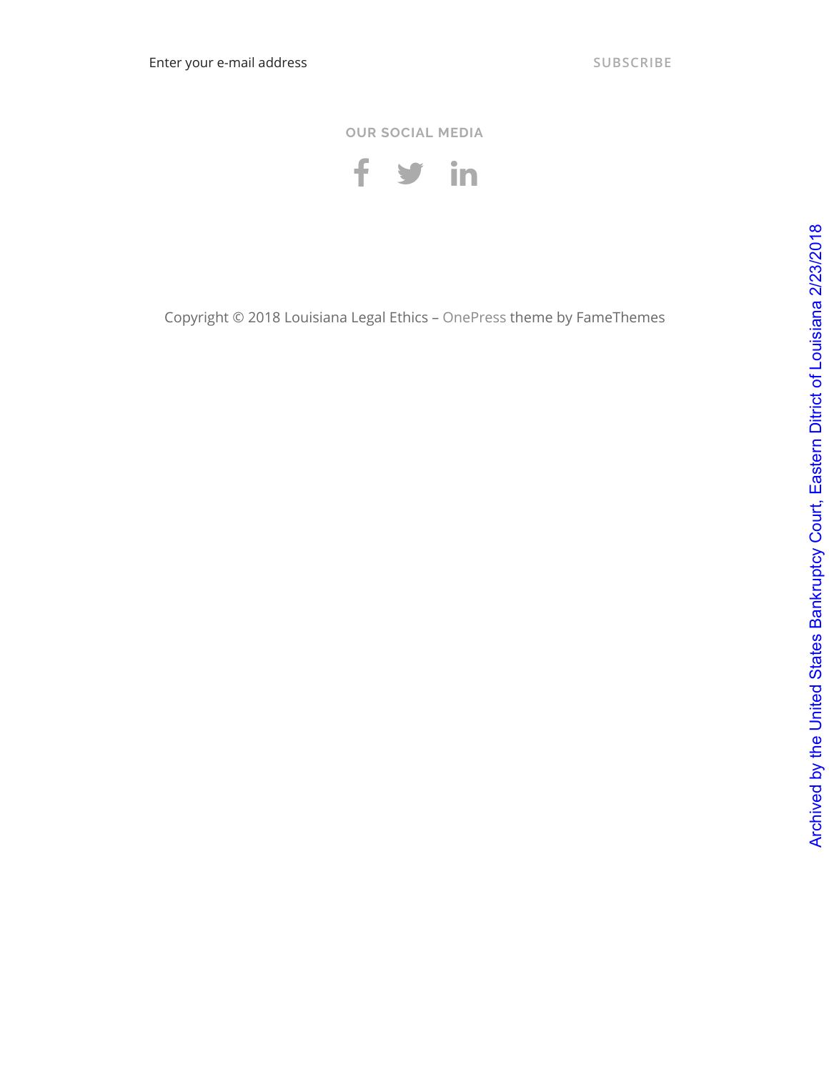Enter your e-mail address SUBSCRIBE

OUR SOCIAL MEDIA

Copyright © 2018 Louisiana Legal Ethics – OnePress theme by FameThemes

Archived by the United States Bankruptcy Court, Eastern Ditrict of Louisiana 2/23/2018